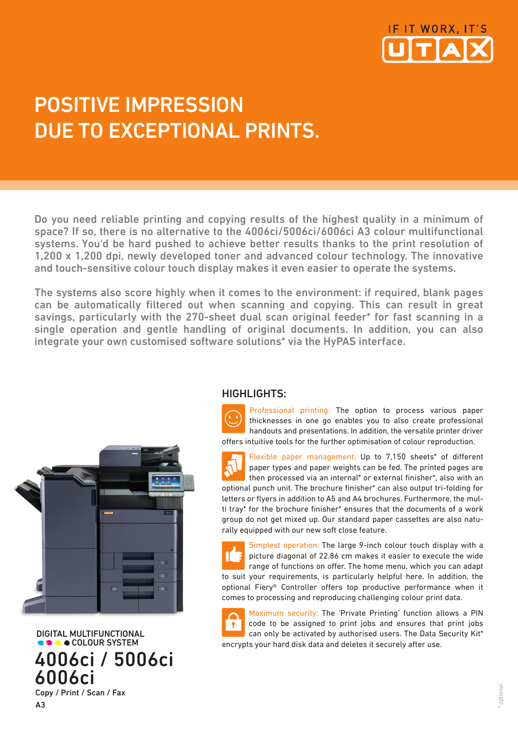IF IT WORX, IT'S UTAX

# POSITIVE IMPRESSION DUE TO EXCEPTIONAL PRINTS.

Do you need reliable printing and copying results of the highest quality in a minimum of space? If so, there is no alternative to the 4006ci/5006ci/6006ci A3 colour multifunctional systems. You'd be hard pushed to achieve better results thanks to the print resolution of 1,200 x 1,200 dpi, newly developed toner and advanced colour technology. The innovative and touch-sensitive colour touch display makes it even easier to operate the systems.

The systems also score highly when it comes to the environment: if required, blank pages can be automatically filtered out when scanning and copying. This can result in great savings, particularly with the 270-sheet dual scan original feeder* for fast scanning in a single operation and gentle handling of original documents. In addition, you can also integrate your own customised software solutions* via the HyPAS interface.

## HIGHLIGHTS:

Professional printing: The option to process various paper thicknesses in one go enables you to also create professional handouts and presentations. In addition, the versatile printer driver offers intuitive tools for the further optimisation of colour reproduction.

Flexible paper management: Up to 7,150 sheets* of different paper types and paper weights can be fed. The printed pages are then processed via an internal* or external finisher*, also with an optional punch unit. The brochure finisher* can also output tri-folding for letters or flyers in addition to A5 and A4 brochures. Furthermore, the multi tray* for the brochure finisher* ensures that the documents of a work group do not get mixed up. Our standard paper cassettes are also naturally equipped with our new soft close feature.

Simplest operation: The large 9-inch colour touch display with a picture diagonal of 22.86 cm makes it easier to execute the wide range of functions on offer. The home menu, which you can adapt to suit your requirements, is particularly helpful here. In addition, the optional Fiery® Controller offers top productive performance when it comes to processing and reproducing challenging colour print data.

Maximum security: The 'Private Printing' function allows a PIN code to be assigned to print jobs and ensures that print jobs can only be activated by authorised users. The Data Security Kit* encrypts your hard disk data and deletes it securely after use.

DIGITAL MULTIFUNCTIONAL COLOUR SYSTEM

# 4006ci / 5006ci 6006ci

Copy / Print / Scan / Fax

A3

* optional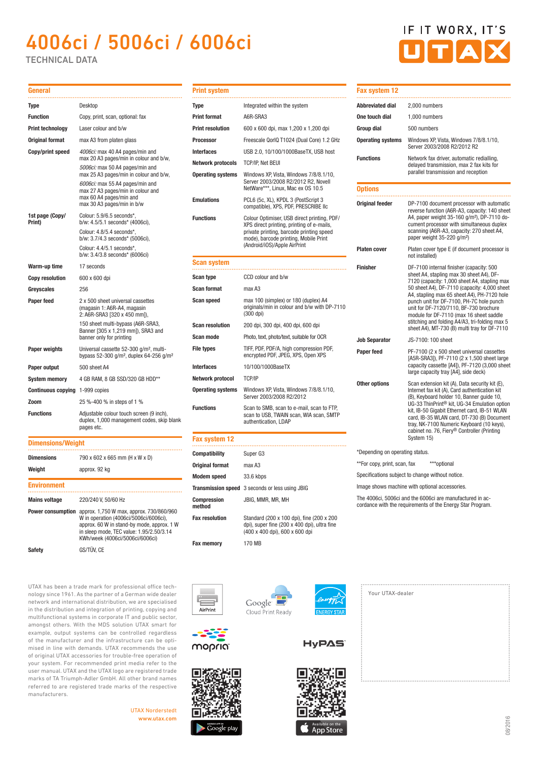# 4006ci / 5006ci / 6006ci

TECHNICAL DATA

IF IT WORX, IT'S UTAX

## General

| | |
|---|---|
| **Type** | Desktop |
| **Function** | Copy, print, scan, optional: fax |
| **Print technology** | Laser colour and b/w |
| **Original format** | max A3 from platen glass |
| **Copy/print speed** | *4006ci:* max 40 A4 pages/min and max 20 A3 pages/min in colour and b/w, *5006ci:* max 50 A4 pages/min and max 25 A3 pages/min in colour and b/w, *6006ci:* max 55 A4 pages/min and max 27 A3 pages/min in colour and max 60 A4 pages/min and max 30 A3 pages/min in b/w |
| **1st page (Copy/ Print)** | Colour: 5.9/6.5 seconds*, b/w: 4.5/5.1 seconds* (4006ci), Colour: 4.8/5.4 seconds*, b/w: 3.7/4.3 seconds* (5006ci), Colour: 4.4/5.1 seconds*, b/w: 3.4/3.8 seconds* (6006ci) |
| **Warm-up time** | 17 seconds |
| **Copy resolution** | 600 x 600 dpi |
| **Greyscales** | 256 |
| **Paper feed** | 2 x 500 sheet universal cassettes (magasin 1: A6R-A4, magasin 2: A6R-SRA3 [320 x 450 mm]), 150 sheet multi-bypass (A6R-SRA3, Banner [305 x 1,219 mm]), SRA3 and banner only for printing |
| **Paper weights** | Universal cassette 52-300 g/m², multi-bypass 52-300 g/m², duplex 64-256 g/m² |
| **Paper output** | 500 sheet A4 |
| **System memory** | 4 GB RAM, 8 GB SSD/320 GB HDD** |
| **Continuous copying** | 1-999 copies |
| **Zoom** | 25 %-400 % in steps of 1 % |
| **Functions** | Adjustable colour touch screen (9 inch), duplex, 1,000 management codes, skip blank pages etc. |

## Dimensions/Weight

| | |
|---|---|
| **Dimensions** | 790 x 602 x 665 mm (H x W x D) |
| **Weight** | approx. 92 kg |

## Environment

| | |
|---|---|
| **Mains voltage** | 220/240 V, 50/60 Hz |
| **Power consumption** | approx. 1,750 W max, approx. 730/860/960 W in operation (4006ci/5006ci/6006ci), approx. 60 W in stand-by mode, approx. 1 W in sleep mode, TEC value: 1.95/2.50/3.14 KWh/week (4006ci/5006ci/6006ci) |
| **Safety** | GS/TÜV, CE |

## Print system

| | |
|---|---|
| **Type** | Integrated within the system |
| **Print format** | A6R-SRA3 |
| **Print resolution** | 600 x 600 dpi, max 1,200 x 1,200 dpi |
| **Processor** | Freescale QorIQ T1024 (Dual Core) 1.2 GHz |
| **Interfaces** | USB 2.0, 10/100/1000BaseTX, USB host |
| **Network protocols** | TCP/IP, Net BEUI |
| **Operating systems** | Windows XP, Vista, Windows 7/8/8.1/10, Server 2003/2008 R2/2012 R2, Novell NetWare***, Linux, Mac ex OS 10.5 |
| **Emulations** | PCL6 (5c, XL), KPDL 3 (PostScript 3 compatible), XPS, PDF, PRESCRIBE IIc |
| **Functions** | Colour Optimiser, USB direct printing, PDF/XPS direct printing, printing of e-mails, private printing, barcode printing speed mode), barcode printing, Mobile Print (Android/iOS)/Apple AirPrint |

## Scan system

| | |
|---|---|
| **Scan type** | CCD colour and b/w |
| **Scan format** | max A3 |
| **Scan speed** | max 100 (simplex) or 180 (duplex) A4 originals/min in colour and b/w with DP-7110 (300 dpi) |
| **Scan resolution** | 200 dpi, 300 dpi, 400 dpi, 600 dpi |
| **Scan mode** | Photo, text, photo/text, suitable for OCR |
| **File types** | TIFF, PDF, PDF/A, high compression PDF, encrypted PDF, JPEG, XPS, Open XPS |
| **Interfaces** | 10/100/1000BaseTX |
| **Network protocol** | TCP/IP |
| **Operating systems** | Windows XP, Vista, Windows 7/8/8.1/10, Server 2003/2008 R2/2012 |
| **Functions** | Scan to SMB, scan to e-mail, scan to FTP, scan to USB, TWAIN scan, WIA scan, SMTP authentication, LDAP |

## Fax system 12

| | |
|---|---|
| **Compatibility** | Super G3 |
| **Original format** | max A3 |
| **Modem speed** | 33.6 kbps |
| **Transmission speed** | 3 seconds or less using JBIG |
| **Compression method** | JBIG, MMR, MR, MH |
| **Fax resolution** | Standard (200 x 100 dpi), fine (200 x 200 dpi), super fine (200 x 400 dpi), ultra fine (400 x 400 dpi), 600 x 600 dpi |
| **Fax memory** | 170 MB |
| **Abbreviated dial** | 2,000 numbers |
| **One touch dial** | 1,000 numbers |
| **Group dial** | 500 numbers |
| **Operating systems** | Windows XP, Vista, Windows 7/8/8.1/10, Server 2003/2008 R2/2012 R2 |
| **Functions** | Network fax driver, automatic redialling, delayed transmission, max 2 fax kits for parallel transmission and reception |

## Options

| | |
|---|---|
| **Original feeder** | DP-7100 document processor with automatic reverse function (A6R-A3, capacity: 140 sheet A4, paper weight 35-160 g/m²), DP-7110 document processor with simultaneous duplex scanning (A6R-A3, capacity: 270 sheet A4, paper weight 35-220 g/m²) |
| **Platen cover** | Platen cover type E (if document processor is not installed) |
| **Finisher** | DF-7100 internal finisher (capacity: 500 sheet A4, stapling max 30 sheet A4), DF-7120 (capacity: 1,000 sheet A4, stapling max 50 sheet A4), DF-7110 (capacity: 4,000 sheet A4, stapling max 65 sheet A4), PH-7120 hole punch unit for DF-7100, PH-7C hole punch unit for DF-7120/7110, BF-730 brochure module for DF-7110 (max 16 sheet saddle stitching and folding A4/A3, tri-folding max 5 sheet A4), MT-730 (B) multi tray for DF-7110 |
| **Job Separator** | JS-7100: 100 sheet |
| **Paper feed** | PF-7100 (2 x 500 sheet universal cassettes [A5R-SRA3]), PF-7110 (2 x 1,500 sheet large capacity cassette [A4]), PF-7120 (3,000 sheet large capacity tray [A4], side deck) |
| **Other options** | Scan extension kit (A), Data security kit (E), Internet fax kit (A), Card authentication kit (B), Keyboard holder 10, Banner guide 10, UG-33 ThinPrint® kit, UG-34 Emulation option kit, IB-50 Gigabit Ethernet card, IB-51 WLAN card, IB-35 WLAN card, DT-730 (B) Document tray, NK-7100 Numeric Keyboard (10 keys), cabinet no. 76, Fiery® Controller (Printing System 15) |

*Depending on operating status.

**For copy, print, scan, fax ***optional

Specifications subject to change without notice.

Image shows machine with optional accessories.

The 4006ci, 5006ci and the 6006ci are manufactured in accordance with the requirements of the Energy Star Program.

UTAX has been a trade mark for professional office technology since 1961. As the partner of a German wide dealer network and international distribution, we are specialised in the distribution and integration of printing, copying and multifunctional systems in corporate IT and public sector, amongst others. With the MDS solution UTAX smart for example, output systems can be controlled regardless of the manufacturer and the infrastructure can be optimised in line with demands. UTAX recommends the use of original UTAX accessories for trouble-free operation of your system. For recommended print media refer to the user manual. UTAX and the UTAX logo are registered trade marks of TA Triumph-Adler GmbH. All other brand names referred to are registered trade marks of the respective manufacturers.

UTAX Norderstedt
www.utax.com

AirPrint | Google Cloud Print Ready | ENERGY STAR | mopria | HyPAS

Google play | App Store

Your UTAX-dealer

08/2016